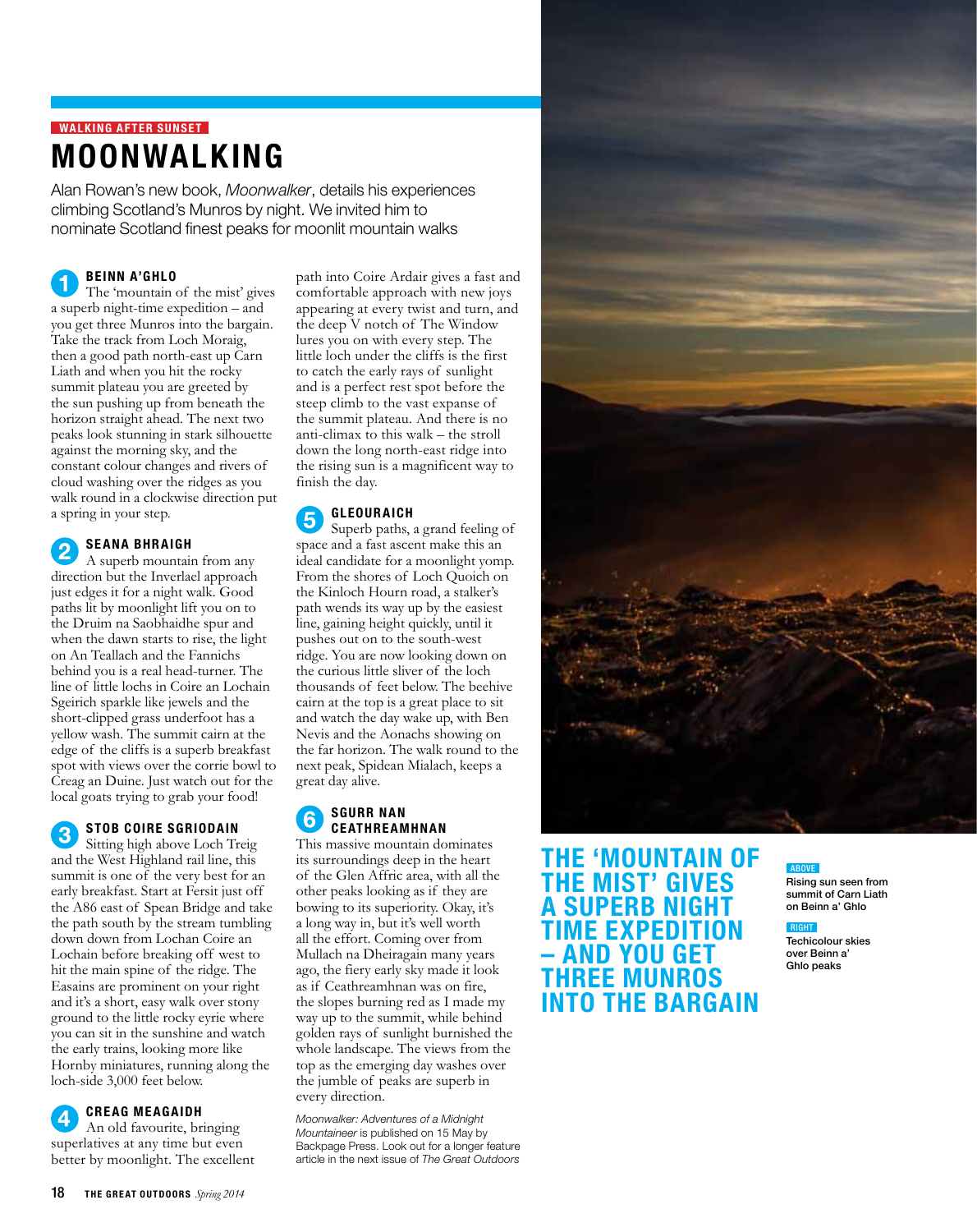WALKING AFTER SUNSET

# MOONWALKING

Alan Rowan's new book, *Moonwalker*, details his experiences climbing Scotland's Munros by night. We invited him to nominate Scotland finest peaks for moonlit mountain walks

## 1 BEINN A'GHLO

The 'mountain of the mist' gives a superb night-time expedition – and you get three Munros into the bargain. Take the track from Loch Moraig, then a good path north-east up Carn Liath and when you hit the rocky summit plateau you are greeted by the sun pushing up from beneath the horizon straight ahead. The next two peaks look stunning in stark silhouette against the morning sky, and the constant colour changes and rivers of cloud washing over the ridges as you walk round in a clockwise direction put a spring in your step.

## 2 SEANA BHRAIGH

A superb mountain from any direction but the Inverlael approach just edges it for a night walk. Good paths lit by moonlight lift you on to the Druim na Saobhaidhe spur and when the dawn starts to rise, the light on An Teallach and the Fannichs behind you is a real head-turner. The line of little lochs in Coire an Lochain Sgeirich sparkle like jewels and the short-clipped grass underfoot has a yellow wash. The summit cairn at the edge of the cliffs is a superb breakfast spot with views over the corrie bowl to Creag an Duine. Just watch out for the local goats trying to grab your food!

## 3 STOB COIRE SGRIODAIN

Sitting high above Loch Treig and the West Highland rail line, this summit is one of the very best for an early breakfast. Start at Fersit just off the A86 east of Spean Bridge and take the path south by the stream tumbling down down from Lochan Coire an Lochain before breaking off west to hit the main spine of the ridge. The Easains are prominent on your right and it's a short, easy walk over stony ground to the little rocky eyrie where you can sit in the sunshine and watch the early trains, looking more like Hornby miniatures, running along the loch-side 3,000 feet below.

## 4 CREAG MEAGAIDH

An old favourite, bringing superlatives at any time but even better by moonlight. The excellent path into Coire Ardair gives a fast and comfortable approach with new joys appearing at every twist and turn, and the deep V notch of The Window lures you on with every step. The little loch under the cliffs is the first to catch the early rays of sunlight and is a perfect rest spot before the steep climb to the vast expanse of the summit plateau. And there is no anti-climax to this walk – the stroll down the long north-east ridge into the rising sun is a magnificent way to finish the day.

## 5 GLEOURAICH

Superb paths, a grand feeling of space and a fast ascent make this an ideal candidate for a moonlight yomp. From the shores of Loch Quoich on the Kinloch Hourn road, a stalker's path wends its way up by the easiest line, gaining height quickly, until it pushes out on to the south-west ridge. You are now looking down on the curious little sliver of the loch thousands of feet below. The beehive cairn at the top is a great place to sit and watch the day wake up, with Ben Nevis and the Aonachs showing on the far horizon. The walk round to the next peak, Spidean Mialach, keeps a great day alive.

## 6 SGURR NAN CEATHREAMHNAN

This massive mountain dominates its surroundings deep in the heart of the Glen Affric area, with all the other peaks looking as if they are bowing to its superiority. Okay, it's a long way in, but it's well worth all the effort. Coming over from Mullach na Dheiragain many years ago, the fiery early sky made it look as if Ceathreamhnan was on fire, the slopes burning red as I made my way up to the summit, while behind golden rays of sunlight burnished the whole landscape. The views from the top as the emerging day washes over the jumble of peaks are superb in every direction.

*Moonwalker: Adventures of a Midnight Mountaineer* is published on 15 May by Backpage Press. Look out for a longer feature article in the next issue of *The Great Outdoors*

**THE 'MOUNTAIN OF THE MIST' GIVES A SUPERB NIGHT TIME EXPEDITION – AND YOU GET THREE MUNROS INTO THE BARGAIN**

ABOVE
Rising sun seen from summit of Carn Liath on Beinn a' Ghlo

RIGHT
Techicolour skies over Beinn a' Ghlo peaks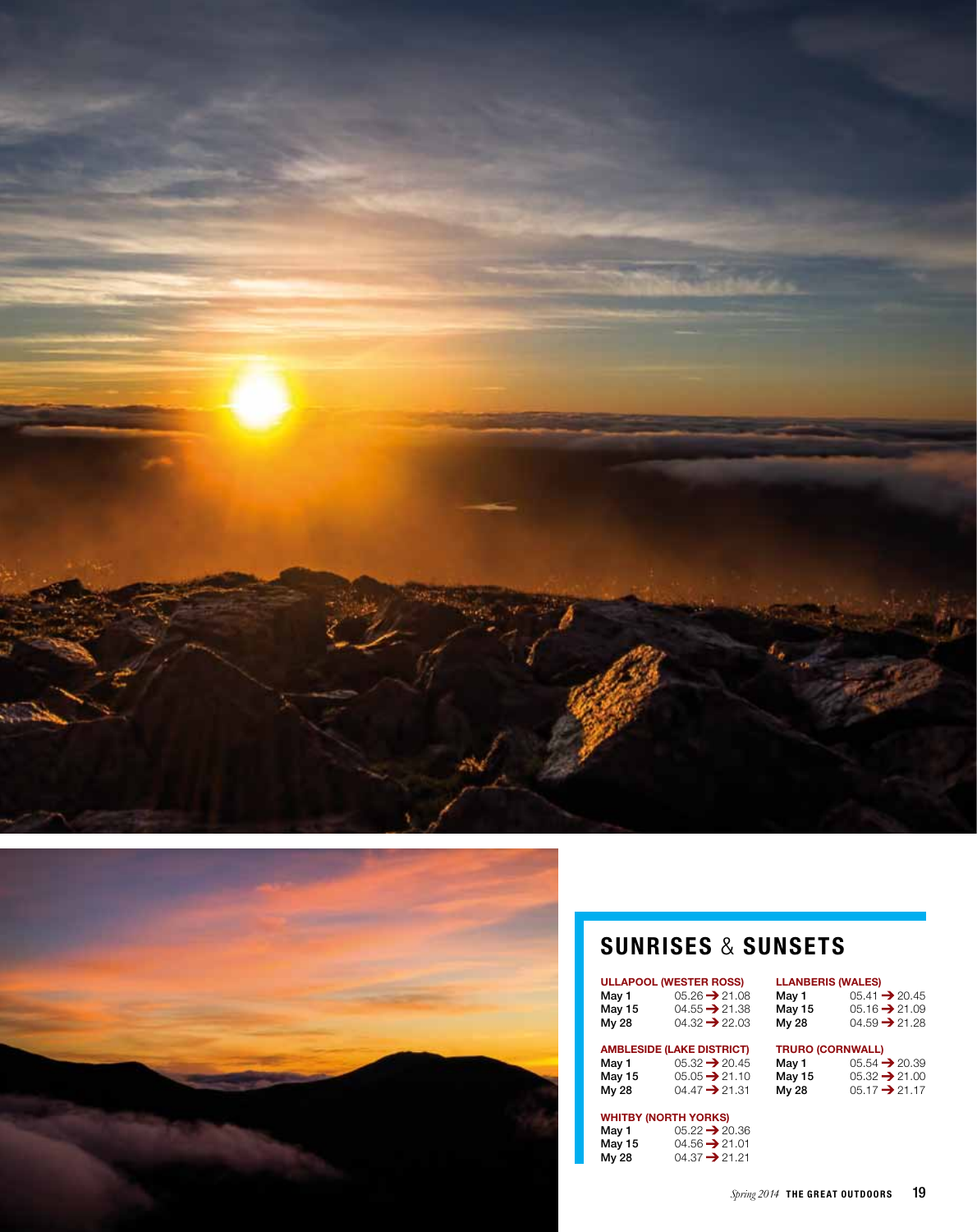## SUNRISES & SUNSETS

**ULLAPOOL (WESTER ROSS)**

| | |
|---|---|
| **May 1** | 05.26 → 21.08 |
| **May 15** | 04.55 → 21.38 |
| **My 28** | 04.32 → 22.03 |

**LLANBERIS (WALES)**

| | |
|---|---|
| **May 1** | 05.41 → 20.45 |
| **May 15** | 05.16 → 21.09 |
| **My 28** | 04.59 → 21.28 |

**AMBLESIDE (LAKE DISTRICT)**

| | |
|---|---|
| **May 1** | 05.32 → 20.45 |
| **May 15** | 05.05 → 21.10 |
| **My 28** | 04.47 → 21.31 |

**TRURO (CORNWALL)**

| | |
|---|---|
| **May 1** | 05.54 → 20.39 |
| **May 15** | 05.32 → 21.00 |
| **My 28** | 05.17 → 21.17 |

**WHITBY (NORTH YORKS)**

| | |
|---|---|
| **May 1** | 05.22 → 20.36 |
| **May 15** | 04.56 → 21.01 |
| **My 28** | 04.37 → 21.21 |